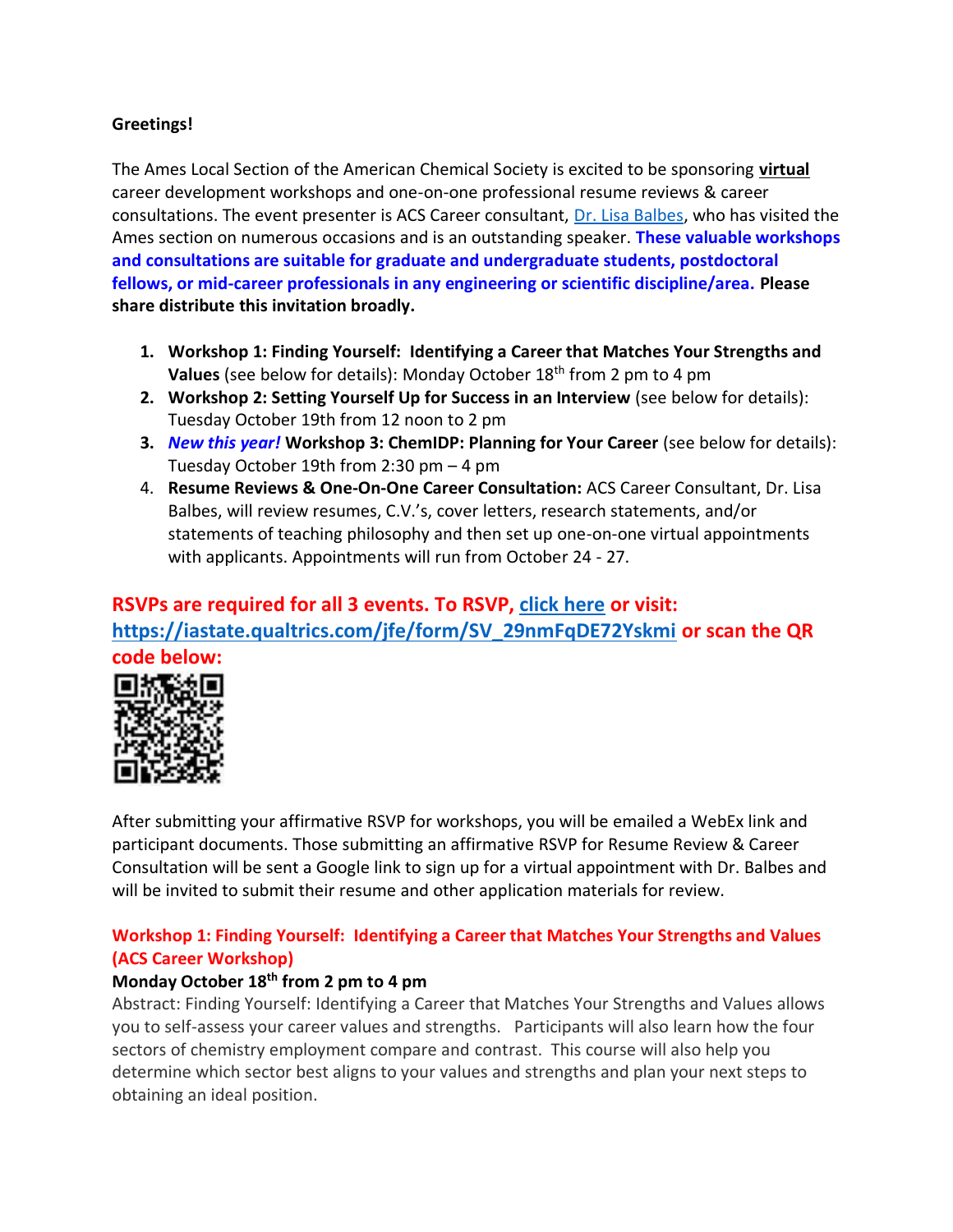**Greetings!**

The Ames Local Section of the American Chemical Society is excited to be sponsoring **virtual** career development workshops and one-on-one professional resume reviews & career consultations. The event presenter is ACS Career consultant, [Dr. Lisa Balbes](), who has visited the Ames section on numerous occasions and is an outstanding speaker. **These valuable workshops and consultations are suitable for graduate and undergraduate students, postdoctoral fellows, or mid-career professionals in any engineering or scientific discipline/area. Please share distribute this invitation broadly.**

1. **Workshop 1: Finding Yourself: Identifying a Career that Matches Your Strengths and Values** (see below for details): Monday October 18th from 2 pm to 4 pm
2. **Workshop 2: Setting Yourself Up for Success in an Interview** (see below for details): Tuesday October 19th from 12 noon to 2 pm
3. ***New this year!*** **Workshop 3: ChemIDP: Planning for Your Career** (see below for details): Tuesday October 19th from 2:30 pm – 4 pm
4. **Resume Reviews & One-On-One Career Consultation:** ACS Career Consultant, Dr. Lisa Balbes, will review resumes, C.V.'s, cover letters, research statements, and/or statements of teaching philosophy and then set up one-on-one virtual appointments with applicants. Appointments will run from October 24 - 27.

**RSVPs are required for all 3 events. To RSVP, click here or visit: https://iastate.qualtrics.com/jfe/form/SV_29nmFqDE72Yskmi or scan the QR code below:**

After submitting your affirmative RSVP for workshops, you will be emailed a WebEx link and participant documents. Those submitting an affirmative RSVP for Resume Review & Career Consultation will be sent a Google link to sign up for a virtual appointment with Dr. Balbes and will be invited to submit their resume and other application materials for review.

### Workshop 1: Finding Yourself: Identifying a Career that Matches Your Strengths and Values (ACS Career Workshop)

**Monday October 18th from 2 pm to 4 pm**

Abstract: Finding Yourself: Identifying a Career that Matches Your Strengths and Values allows you to self-assess your career values and strengths. Participants will also learn how the four sectors of chemistry employment compare and contrast. This course will also help you determine which sector best aligns to your values and strengths and plan your next steps to obtaining an ideal position.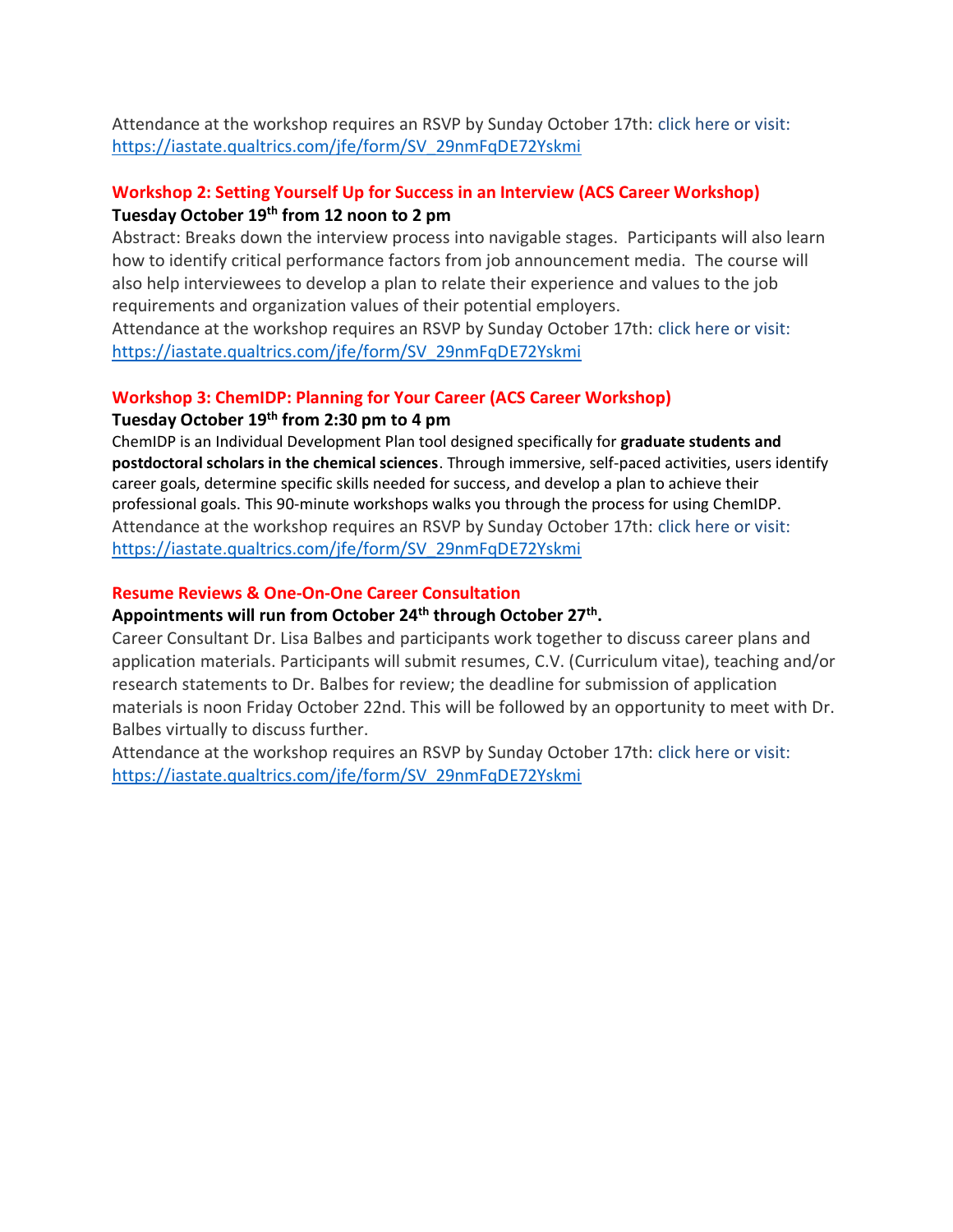Attendance at the workshop requires an RSVP by Sunday October 17th: click here or visit: https://iastate.qualtrics.com/jfe/form/SV_29nmFqDE72Yskmi

### Workshop 2: Setting Yourself Up for Success in an Interview (ACS Career Workshop)

**Tuesday October 19th from 12 noon to 2 pm**

Abstract: Breaks down the interview process into navigable stages. Participants will also learn how to identify critical performance factors from job announcement media. The course will also help interviewees to develop a plan to relate their experience and values to the job requirements and organization values of their potential employers.

Attendance at the workshop requires an RSVP by Sunday October 17th: click here or visit: https://iastate.qualtrics.com/jfe/form/SV_29nmFqDE72Yskmi

### Workshop 3: ChemIDP: Planning for Your Career (ACS Career Workshop)

**Tuesday October 19th from 2:30 pm to 4 pm**

ChemIDP is an Individual Development Plan tool designed specifically for **graduate students and postdoctoral scholars in the chemical sciences**. Through immersive, self-paced activities, users identify career goals, determine specific skills needed for success, and develop a plan to achieve their professional goals. This 90-minute workshops walks you through the process for using ChemIDP.

Attendance at the workshop requires an RSVP by Sunday October 17th: click here or visit: https://iastate.qualtrics.com/jfe/form/SV_29nmFqDE72Yskmi

### Resume Reviews & One-On-One Career Consultation

**Appointments will run from October 24th through October 27th.**

Career Consultant Dr. Lisa Balbes and participants work together to discuss career plans and application materials. Participants will submit resumes, C.V. (Curriculum vitae), teaching and/or research statements to Dr. Balbes for review; the deadline for submission of application materials is noon Friday October 22nd. This will be followed by an opportunity to meet with Dr. Balbes virtually to discuss further.

Attendance at the workshop requires an RSVP by Sunday October 17th: click here or visit: https://iastate.qualtrics.com/jfe/form/SV_29nmFqDE72Yskmi